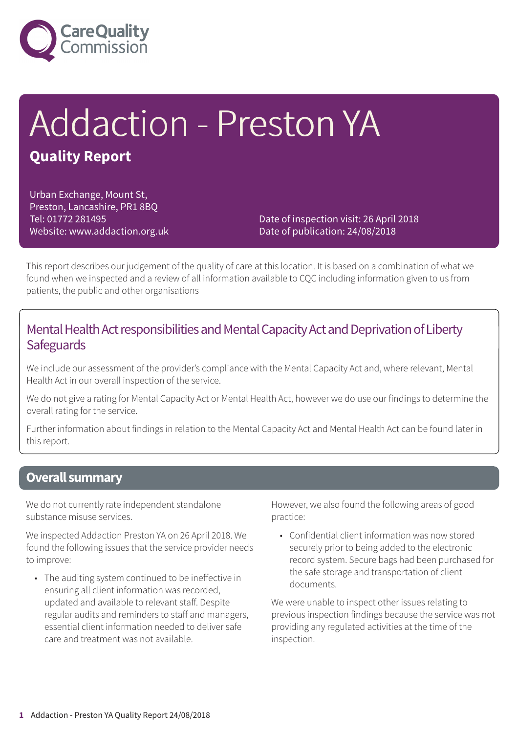# Addaction - Preston YA

## Quality Report

Urban Exchange, Mount St,
Preston, Lancashire, PR1 8BQ
Tel: 01772 281495
Website: www.addaction.org.uk

Date of inspection visit: 26 April 2018
Date of publication: 24/08/2018

This report describes our judgement of the quality of care at this location. It is based on a combination of what we found when we inspected and a review of all information available to CQC including information given to us from patients, the public and other organisations

### Mental Health Act responsibilities and Mental Capacity Act and Deprivation of Liberty Safeguards

We include our assessment of the provider's compliance with the Mental Capacity Act and, where relevant, Mental Health Act in our overall inspection of the service.

We do not give a rating for Mental Capacity Act or Mental Health Act, however we do use our findings to determine the overall rating for the service.

Further information about findings in relation to the Mental Capacity Act and Mental Health Act can be found later in this report.

## Overall summary

We do not currently rate independent standalone substance misuse services.

We inspected Addaction Preston YA on 26 April 2018. We found the following issues that the service provider needs to improve:

- The auditing system continued to be ineffective in ensuring all client information was recorded, updated and available to relevant staff. Despite regular audits and reminders to staff and managers, essential client information needed to deliver safe care and treatment was not available.

However, we also found the following areas of good practice:

- Confidential client information was now stored securely prior to being added to the electronic record system. Secure bags had been purchased for the safe storage and transportation of client documents.

We were unable to inspect other issues relating to previous inspection findings because the service was not providing any regulated activities at the time of the inspection.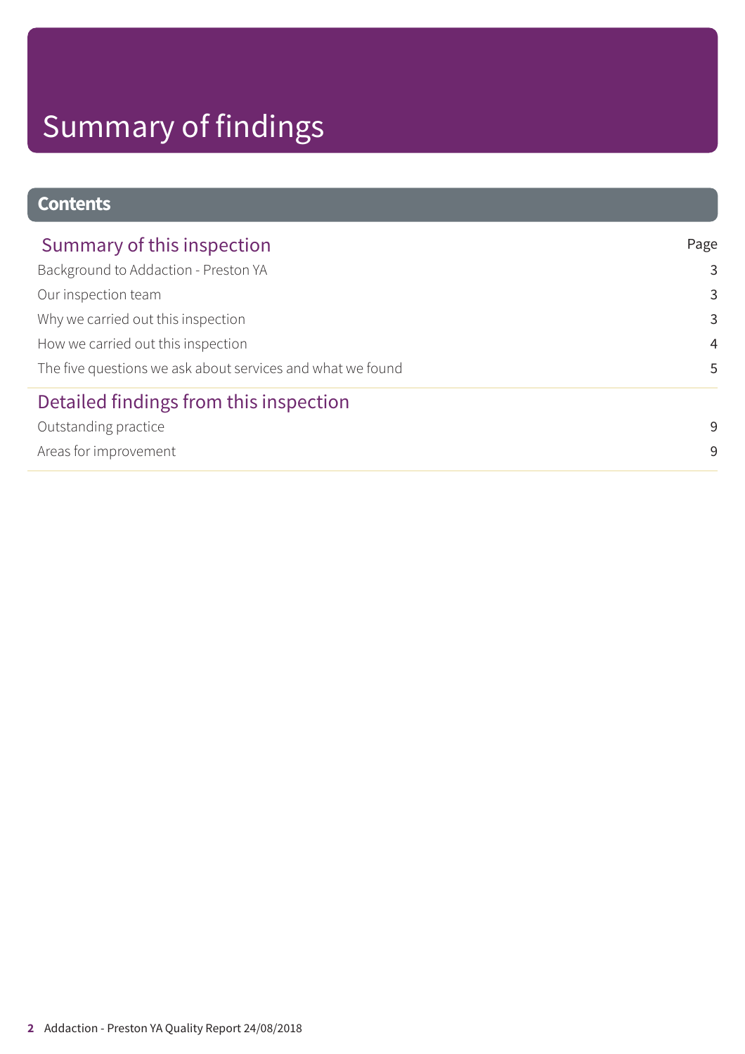# Summary of findings

## Contents

| Summary of this inspection | Page |
| --- | --- |
| Background to Addaction - Preston YA | 3 |
| Our inspection team | 3 |
| Why we carried out this inspection | 3 |
| How we carried out this inspection | 4 |
| The five questions we ask about services and what we found | 5 |
| **Detailed findings from this inspection** | |
| Outstanding practice | 9 |
| Areas for improvement | 9 |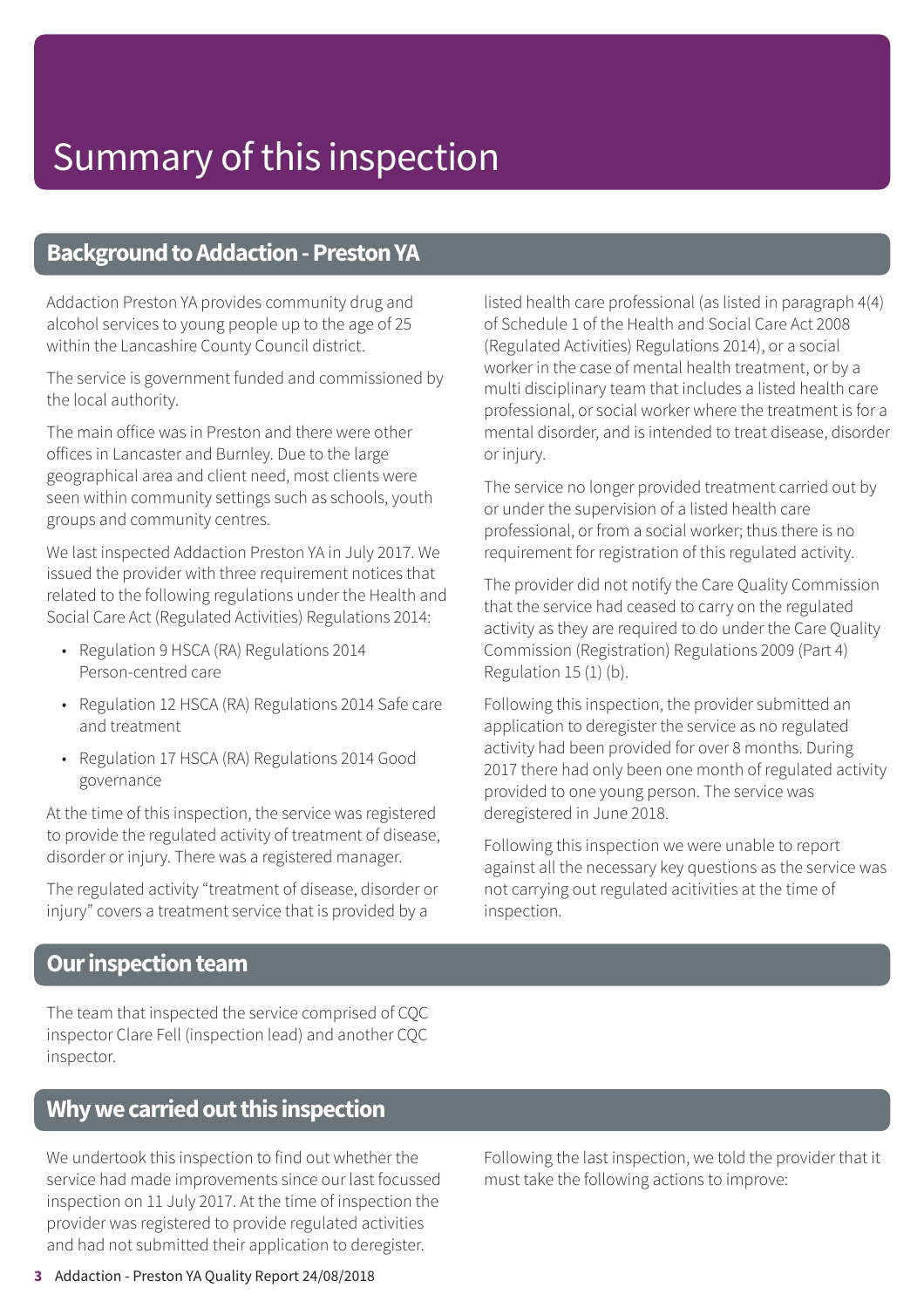# Summary of this inspection

## Background to Addaction - Preston YA

Addaction Preston YA provides community drug and alcohol services to young people up to the age of 25 within the Lancashire County Council district.

The service is government funded and commissioned by the local authority.

The main office was in Preston and there were other offices in Lancaster and Burnley. Due to the large geographical area and client need, most clients were seen within community settings such as schools, youth groups and community centres.

We last inspected Addaction Preston YA in July 2017. We issued the provider with three requirement notices that related to the following regulations under the Health and Social Care Act (Regulated Activities) Regulations 2014:

- Regulation 9 HSCA (RA) Regulations 2014 Person-centred care
- Regulation 12 HSCA (RA) Regulations 2014 Safe care and treatment
- Regulation 17 HSCA (RA) Regulations 2014 Good governance

At the time of this inspection, the service was registered to provide the regulated activity of treatment of disease, disorder or injury. There was a registered manager.

The regulated activity "treatment of disease, disorder or injury" covers a treatment service that is provided by a listed health care professional (as listed in paragraph 4(4) of Schedule 1 of the Health and Social Care Act 2008 (Regulated Activities) Regulations 2014), or a social worker in the case of mental health treatment, or by a multi disciplinary team that includes a listed health care professional, or social worker where the treatment is for a mental disorder, and is intended to treat disease, disorder or injury.

The service no longer provided treatment carried out by or under the supervision of a listed health care professional, or from a social worker; thus there is no requirement for registration of this regulated activity.

The provider did not notify the Care Quality Commission that the service had ceased to carry on the regulated activity as they are required to do under the Care Quality Commission (Registration) Regulations 2009 (Part 4) Regulation 15 (1) (b).

Following this inspection, the provider submitted an application to deregister the service as no regulated activity had been provided for over 8 months. During 2017 there had only been one month of regulated activity provided to one young person. The service was deregistered in June 2018.

Following this inspection we were unable to report against all the necessary key questions as the service was not carrying out regulated acitivities at the time of inspection.

## Our inspection team

The team that inspected the service comprised of CQC inspector Clare Fell (inspection lead) and another CQC inspector.

## Why we carried out this inspection

We undertook this inspection to find out whether the service had made improvements since our last focussed inspection on 11 July 2017. At the time of inspection the provider was registered to provide regulated activities and had not submitted their application to deregister.

Following the last inspection, we told the provider that it must take the following actions to improve: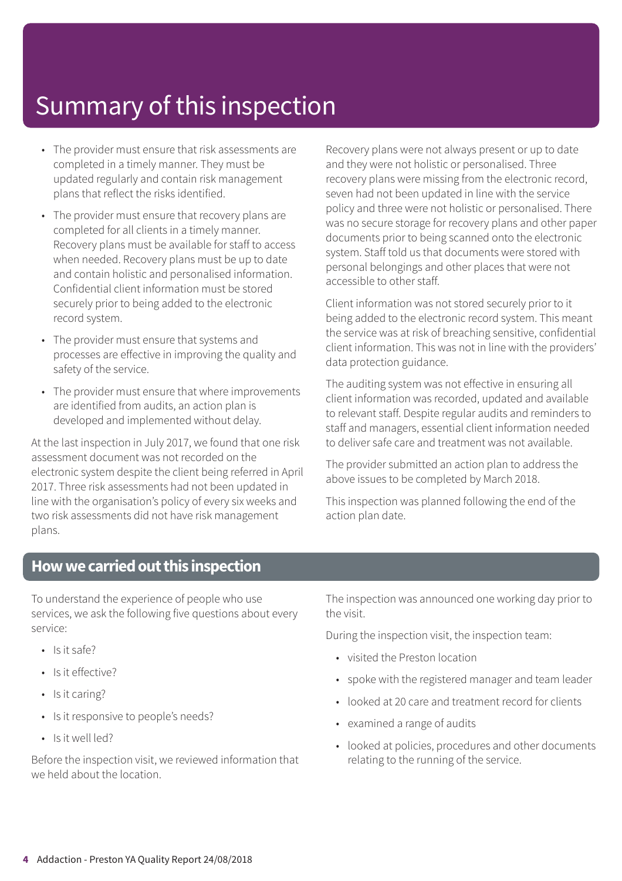# Summary of this inspection

- The provider must ensure that risk assessments are completed in a timely manner. They must be updated regularly and contain risk management plans that reflect the risks identified.
- The provider must ensure that recovery plans are completed for all clients in a timely manner. Recovery plans must be available for staff to access when needed. Recovery plans must be up to date and contain holistic and personalised information. Confidential client information must be stored securely prior to being added to the electronic record system.
- The provider must ensure that systems and processes are effective in improving the quality and safety of the service.
- The provider must ensure that where improvements are identified from audits, an action plan is developed and implemented without delay.

At the last inspection in July 2017, we found that one risk assessment document was not recorded on the electronic system despite the client being referred in April 2017. Three risk assessments had not been updated in line with the organisation's policy of every six weeks and two risk assessments did not have risk management plans.

Recovery plans were not always present or up to date and they were not holistic or personalised. Three recovery plans were missing from the electronic record, seven had not been updated in line with the service policy and three were not holistic or personalised. There was no secure storage for recovery plans and other paper documents prior to being scanned onto the electronic system. Staff told us that documents were stored with personal belongings and other places that were not accessible to other staff.

Client information was not stored securely prior to it being added to the electronic record system. This meant the service was at risk of breaching sensitive, confidential client information. This was not in line with the providers' data protection guidance.

The auditing system was not effective in ensuring all client information was recorded, updated and available to relevant staff. Despite regular audits and reminders to staff and managers, essential client information needed to deliver safe care and treatment was not available.

The provider submitted an action plan to address the above issues to be completed by March 2018.

This inspection was planned following the end of the action plan date.

## How we carried out this inspection

To understand the experience of people who use services, we ask the following five questions about every service:

- Is it safe?
- Is it effective?
- Is it caring?
- Is it responsive to people's needs?
- Is it well led?

Before the inspection visit, we reviewed information that we held about the location.

The inspection was announced one working day prior to the visit.

During the inspection visit, the inspection team:

- visited the Preston location
- spoke with the registered manager and team leader
- looked at 20 care and treatment record for clients
- examined a range of audits
- looked at policies, procedures and other documents relating to the running of the service.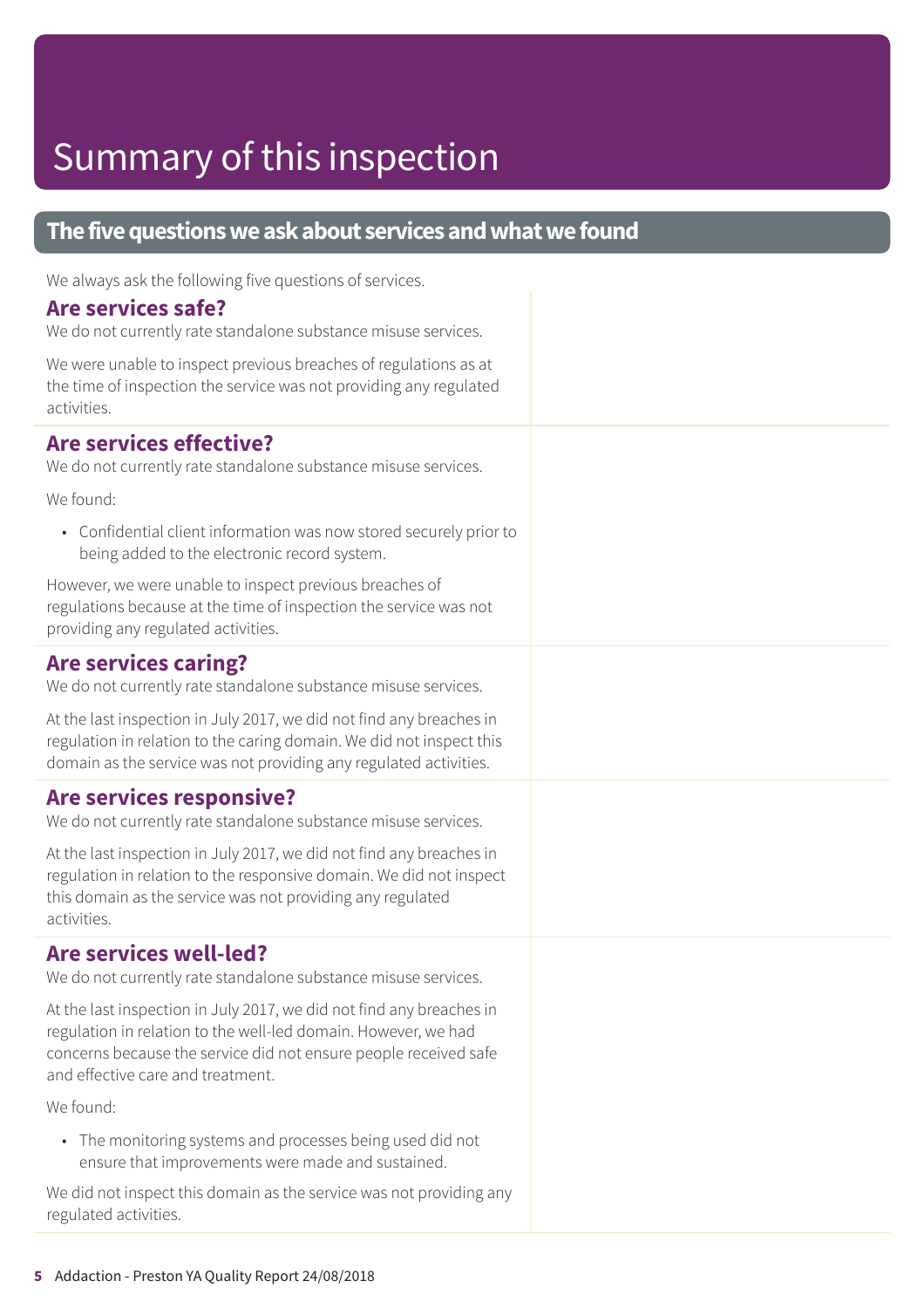# Summary of this inspection

## The five questions we ask about services and what we found

We always ask the following five questions of services.

### Are services safe?

We do not currently rate standalone substance misuse services.

We were unable to inspect previous breaches of regulations as at the time of inspection the service was not providing any regulated activities.

### Are services effective?

We do not currently rate standalone substance misuse services.

We found:

- Confidential client information was now stored securely prior to being added to the electronic record system.

However, we were unable to inspect previous breaches of regulations because at the time of inspection the service was not providing any regulated activities.

### Are services caring?

We do not currently rate standalone substance misuse services.

At the last inspection in July 2017, we did not find any breaches in regulation in relation to the caring domain. We did not inspect this domain as the service was not providing any regulated activities.

### Are services responsive?

We do not currently rate standalone substance misuse services.

At the last inspection in July 2017, we did not find any breaches in regulation in relation to the responsive domain. We did not inspect this domain as the service was not providing any regulated activities.

### Are services well-led?

We do not currently rate standalone substance misuse services.

At the last inspection in July 2017, we did not find any breaches in regulation in relation to the well-led domain. However, we had concerns because the service did not ensure people received safe and effective care and treatment.

We found:

- The monitoring systems and processes being used did not ensure that improvements were made and sustained.

We did not inspect this domain as the service was not providing any regulated activities.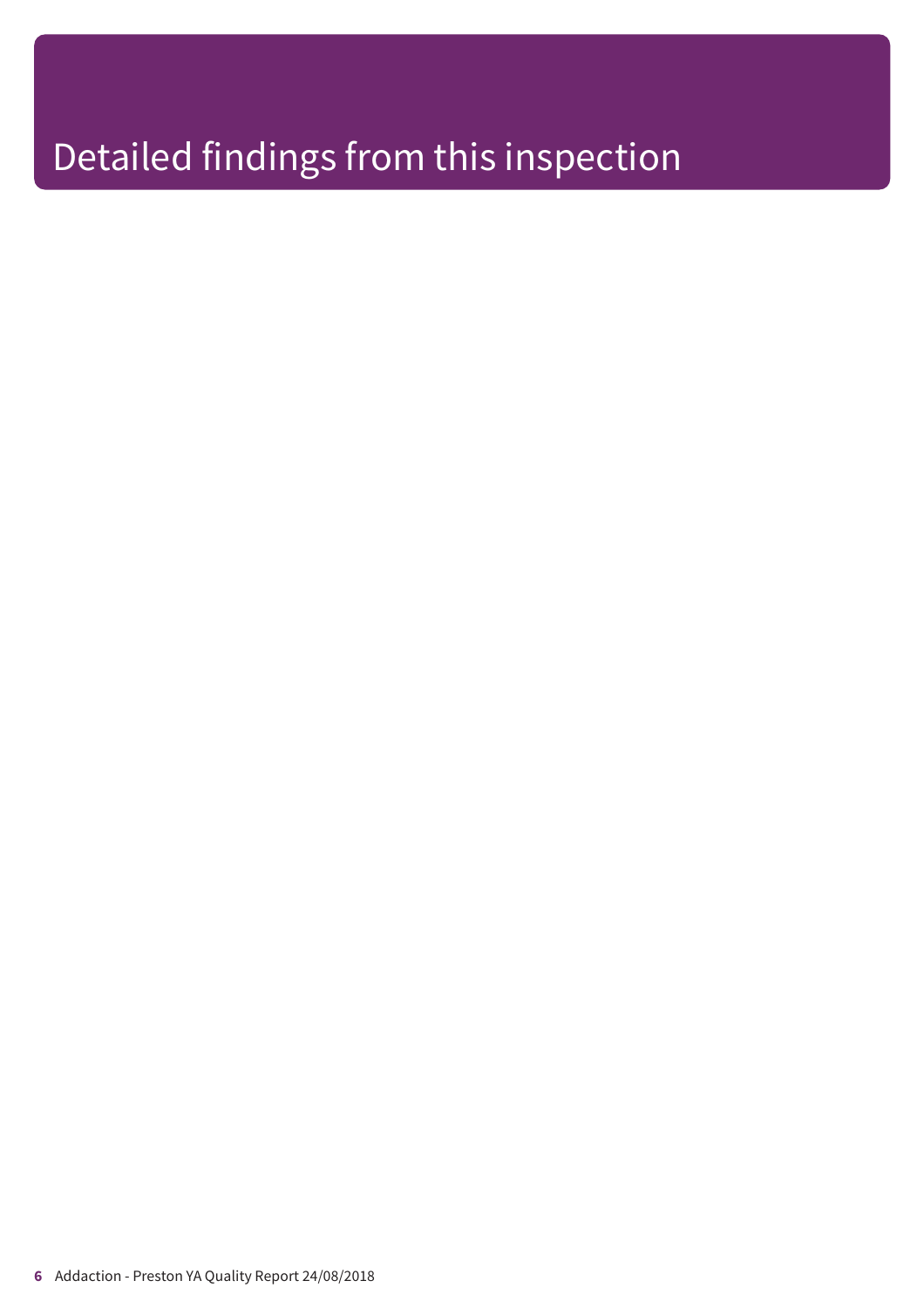# Detailed findings from this inspection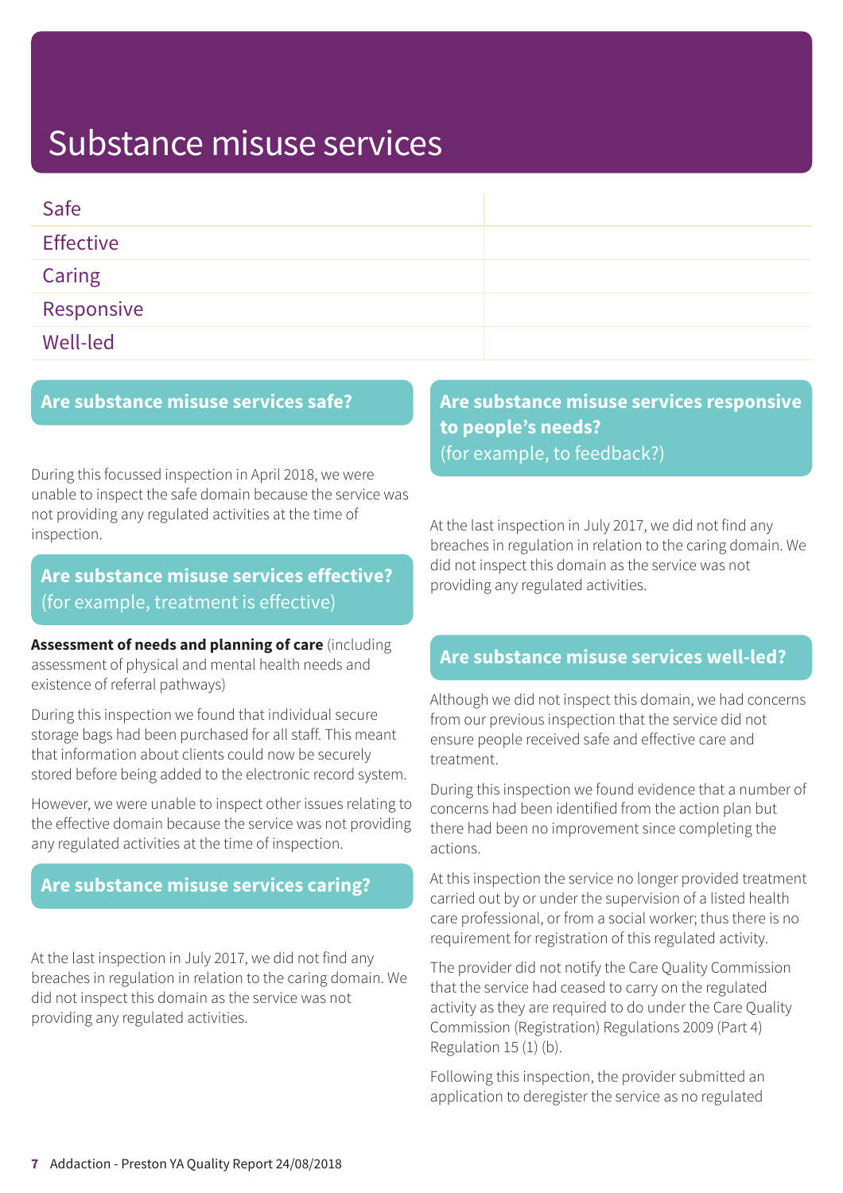# Substance misuse services

| Safe | |
|---|---|
| Effective | |
| Caring | |
| Responsive | |
| Well-led | |

## Are substance misuse services safe?

During this focussed inspection in April 2018, we were unable to inspect the safe domain because the service was not providing any regulated activities at the time of inspection.

## Are substance misuse services effective?
(for example, treatment is effective)

**Assessment of needs and planning of care** (including assessment of physical and mental health needs and existence of referral pathways)

During this inspection we found that individual secure storage bags had been purchased for all staff. This meant that information about clients could now be securely stored before being added to the electronic record system.

However, we were unable to inspect other issues relating to the effective domain because the service was not providing any regulated activities at the time of inspection.

## Are substance misuse services caring?

At the last inspection in July 2017, we did not find any breaches in regulation in relation to the caring domain. We did not inspect this domain as the service was not providing any regulated activities.

## Are substance misuse services responsive to people's needs?
(for example, to feedback?)

At the last inspection in July 2017, we did not find any breaches in regulation in relation to the caring domain. We did not inspect this domain as the service was not providing any regulated activities.

## Are substance misuse services well-led?

Although we did not inspect this domain, we had concerns from our previous inspection that the service did not ensure people received safe and effective care and treatment.

During this inspection we found evidence that a number of concerns had been identified from the action plan but there had been no improvement since completing the actions.

At this inspection the service no longer provided treatment carried out by or under the supervision of a listed health care professional, or from a social worker; thus there is no requirement for registration of this regulated activity.

The provider did not notify the Care Quality Commission that the service had ceased to carry on the regulated activity as they are required to do under the Care Quality Commission (Registration) Regulations 2009 (Part 4) Regulation 15 (1) (b).

Following this inspection, the provider submitted an application to deregister the service as no regulated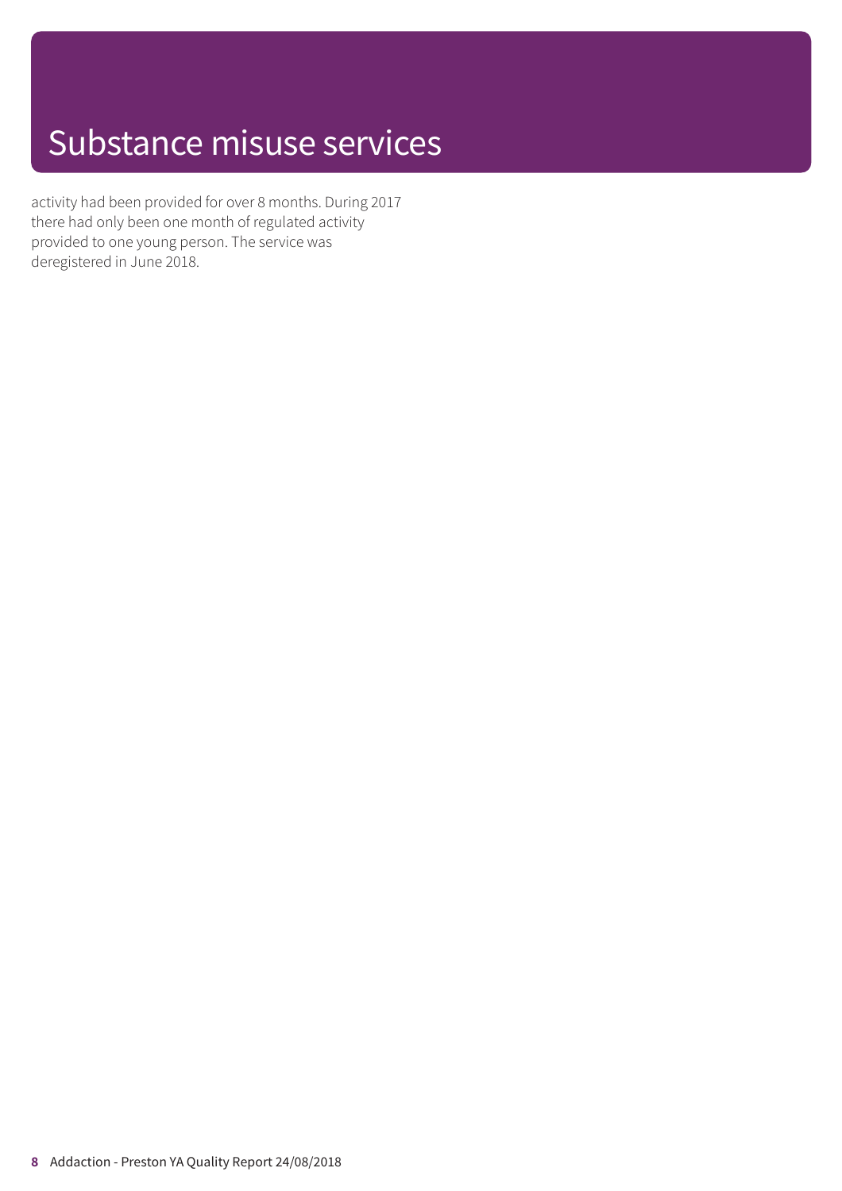# Substance misuse services

activity had been provided for over 8 months. During 2017 there had only been one month of regulated activity provided to one young person. The service was deregistered in June 2018.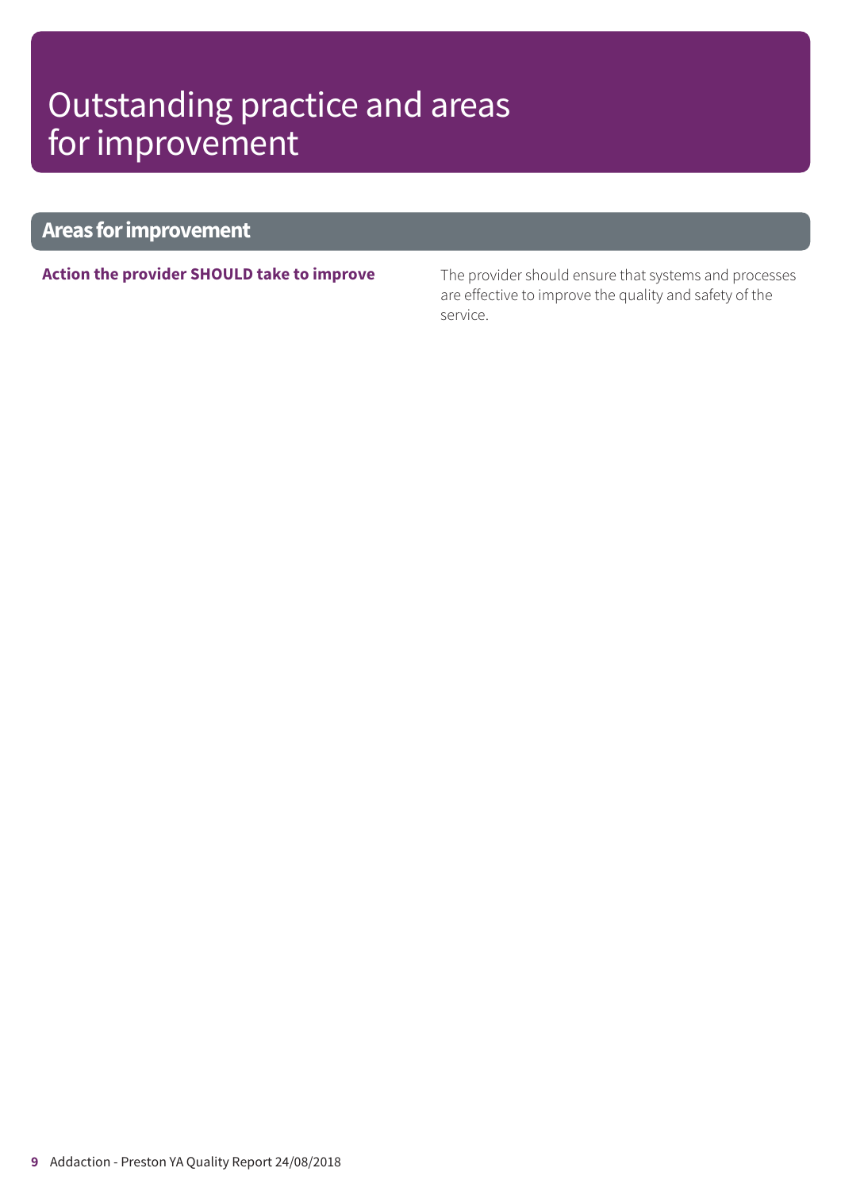# Outstanding practice and areas for improvement

## Areas for improvement

**Action the provider SHOULD take to improve**

The provider should ensure that systems and processes are effective to improve the quality and safety of the service.